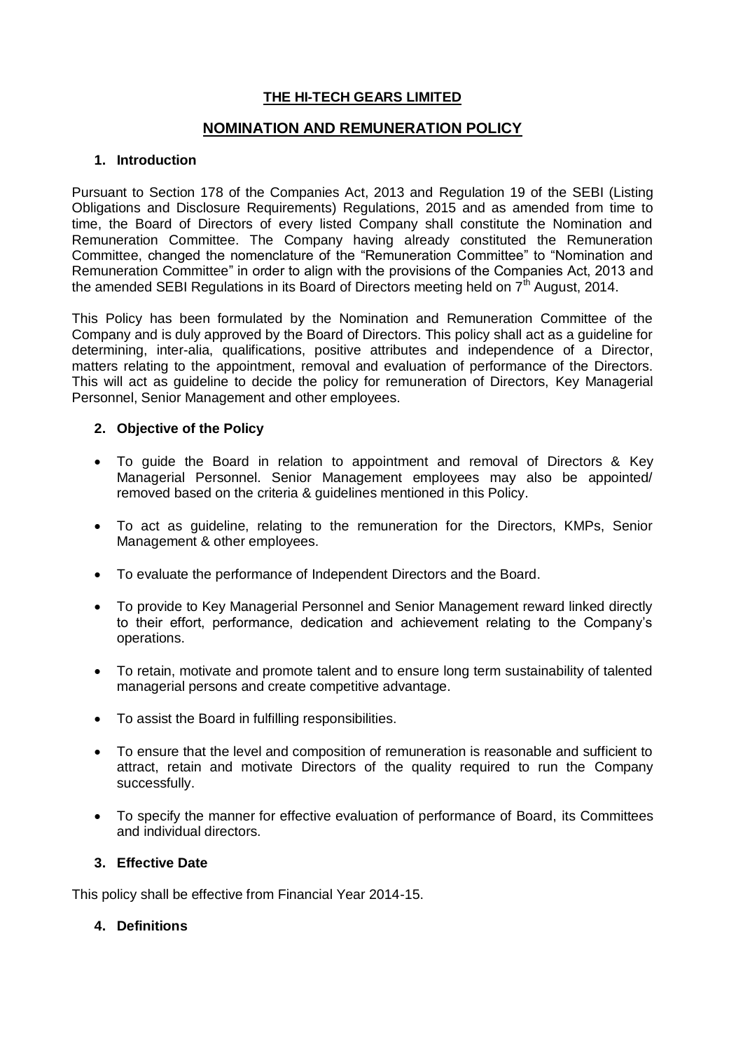# THE HI-TECH GEARS LIMITED

## NOMINATION AND REMUNERATION POLICY

### 1. Introduction

Pursuant to Section 178 of the Companies Act, 2013 and Regulation 19 of the SEBI (Listing Obligations and Disclosure Requirements) Regulations, 2015 and as amended from time to time, the Board of Directors of every listed Company shall constitute the Nomination and Remuneration Committee. The Company having already constituted the Remuneration Committee, changed the nomenclature of the "Remuneration Committee" to "Nomination and Remuneration Committee" in order to align with the provisions of the Companies Act, 2013 and the amended SEBI Regulations in its Board of Directors meeting held on 7th August, 2014.

This Policy has been formulated by the Nomination and Remuneration Committee of the Company and is duly approved by the Board of Directors. This policy shall act as a guideline for determining, inter-alia, qualifications, positive attributes and independence of a Director, matters relating to the appointment, removal and evaluation of performance of the Directors. This will act as guideline to decide the policy for remuneration of Directors, Key Managerial Personnel, Senior Management and other employees.

### 2. Objective of the Policy

- To guide the Board in relation to appointment and removal of Directors & Key Managerial Personnel. Senior Management employees may also be appointed/ removed based on the criteria & guidelines mentioned in this Policy.
- To act as guideline, relating to the remuneration for the Directors, KMPs, Senior Management & other employees.
- To evaluate the performance of Independent Directors and the Board.
- To provide to Key Managerial Personnel and Senior Management reward linked directly to their effort, performance, dedication and achievement relating to the Company's operations.
- To retain, motivate and promote talent and to ensure long term sustainability of talented managerial persons and create competitive advantage.
- To assist the Board in fulfilling responsibilities.
- To ensure that the level and composition of remuneration is reasonable and sufficient to attract, retain and motivate Directors of the quality required to run the Company successfully.
- To specify the manner for effective evaluation of performance of Board, its Committees and individual directors.

### 3. Effective Date

This policy shall be effective from Financial Year 2014-15.

### 4. Definitions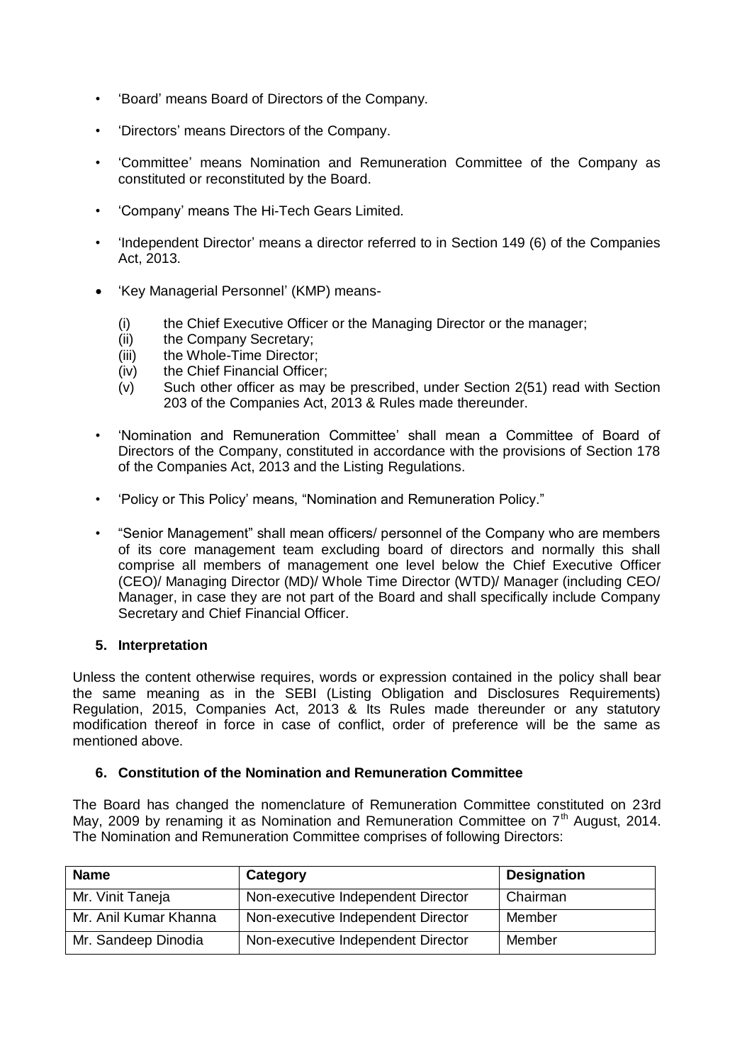- 'Board' means Board of Directors of the Company.
- 'Directors' means Directors of the Company.
- 'Committee' means Nomination and Remuneration Committee of the Company as constituted or reconstituted by the Board.
- 'Company' means The Hi-Tech Gears Limited.
- 'Independent Director' means a director referred to in Section 149 (6) of the Companies Act, 2013.
- 'Key Managerial Personnel' (KMP) means-
  - (i) the Chief Executive Officer or the Managing Director or the manager;
  - (ii) the Company Secretary;
  - (iii) the Whole-Time Director;
  - (iv) the Chief Financial Officer;
  - (v) Such other officer as may be prescribed, under Section 2(51) read with Section 203 of the Companies Act, 2013 & Rules made thereunder.
- 'Nomination and Remuneration Committee' shall mean a Committee of Board of Directors of the Company, constituted in accordance with the provisions of Section 178 of the Companies Act, 2013 and the Listing Regulations.
- 'Policy or This Policy' means, "Nomination and Remuneration Policy."
- "Senior Management" shall mean officers/ personnel of the Company who are members of its core management team excluding board of directors and normally this shall comprise all members of management one level below the Chief Executive Officer (CEO)/ Managing Director (MD)/ Whole Time Director (WTD)/ Manager (including CEO/ Manager, in case they are not part of the Board and shall specifically include Company Secretary and Chief Financial Officer.

### 5. Interpretation

Unless the content otherwise requires, words or expression contained in the policy shall bear the same meaning as in the SEBI (Listing Obligation and Disclosures Requirements) Regulation, 2015, Companies Act, 2013 & Its Rules made thereunder or any statutory modification thereof in force in case of conflict, order of preference will be the same as mentioned above.

### 6. Constitution of the Nomination and Remuneration Committee

The Board has changed the nomenclature of Remuneration Committee constituted on 23rd May, 2009 by renaming it as Nomination and Remuneration Committee on 7th August, 2014. The Nomination and Remuneration Committee comprises of following Directors:

| Name | Category | Designation |
|---|---|---|
| Mr. Vinit Taneja | Non-executive Independent Director | Chairman |
| Mr. Anil Kumar Khanna | Non-executive Independent Director | Member |
| Mr. Sandeep Dinodia | Non-executive Independent Director | Member |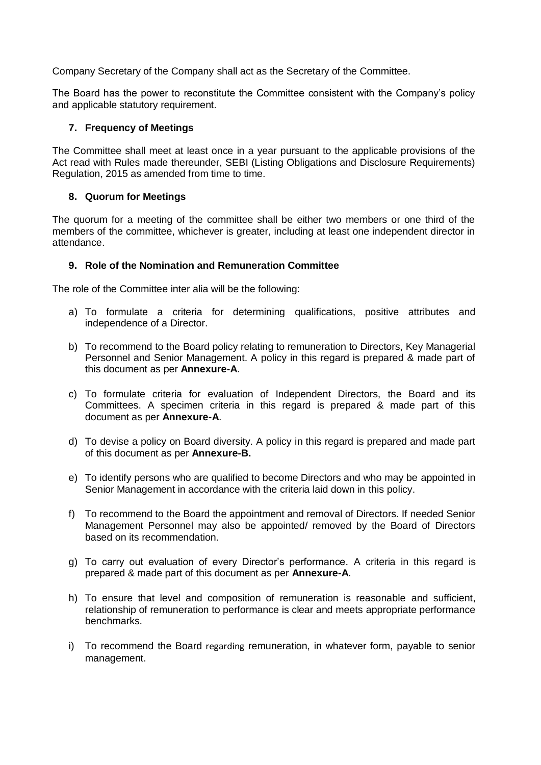Company Secretary of the Company shall act as the Secretary of the Committee.

The Board has the power to reconstitute the Committee consistent with the Company's policy and applicable statutory requirement.

### 7. Frequency of Meetings

The Committee shall meet at least once in a year pursuant to the applicable provisions of the Act read with Rules made thereunder, SEBI (Listing Obligations and Disclosure Requirements) Regulation, 2015 as amended from time to time.

### 8. Quorum for Meetings

The quorum for a meeting of the committee shall be either two members or one third of the members of the committee, whichever is greater, including at least one independent director in attendance.

### 9. Role of the Nomination and Remuneration Committee

The role of the Committee inter alia will be the following:

a) To formulate a criteria for determining qualifications, positive attributes and independence of a Director.

b) To recommend to the Board policy relating to remuneration to Directors, Key Managerial Personnel and Senior Management. A policy in this regard is prepared & made part of this document as per **Annexure-A**.

c) To formulate criteria for evaluation of Independent Directors, the Board and its Committees. A specimen criteria in this regard is prepared & made part of this document as per **Annexure-A**.

d) To devise a policy on Board diversity. A policy in this regard is prepared and made part of this document as per **Annexure-B.**

e) To identify persons who are qualified to become Directors and who may be appointed in Senior Management in accordance with the criteria laid down in this policy.

f) To recommend to the Board the appointment and removal of Directors. If needed Senior Management Personnel may also be appointed/ removed by the Board of Directors based on its recommendation.

g) To carry out evaluation of every Director's performance. A criteria in this regard is prepared & made part of this document as per **Annexure-A**.

h) To ensure that level and composition of remuneration is reasonable and sufficient, relationship of remuneration to performance is clear and meets appropriate performance benchmarks.

i) To recommend the Board regarding remuneration, in whatever form, payable to senior management.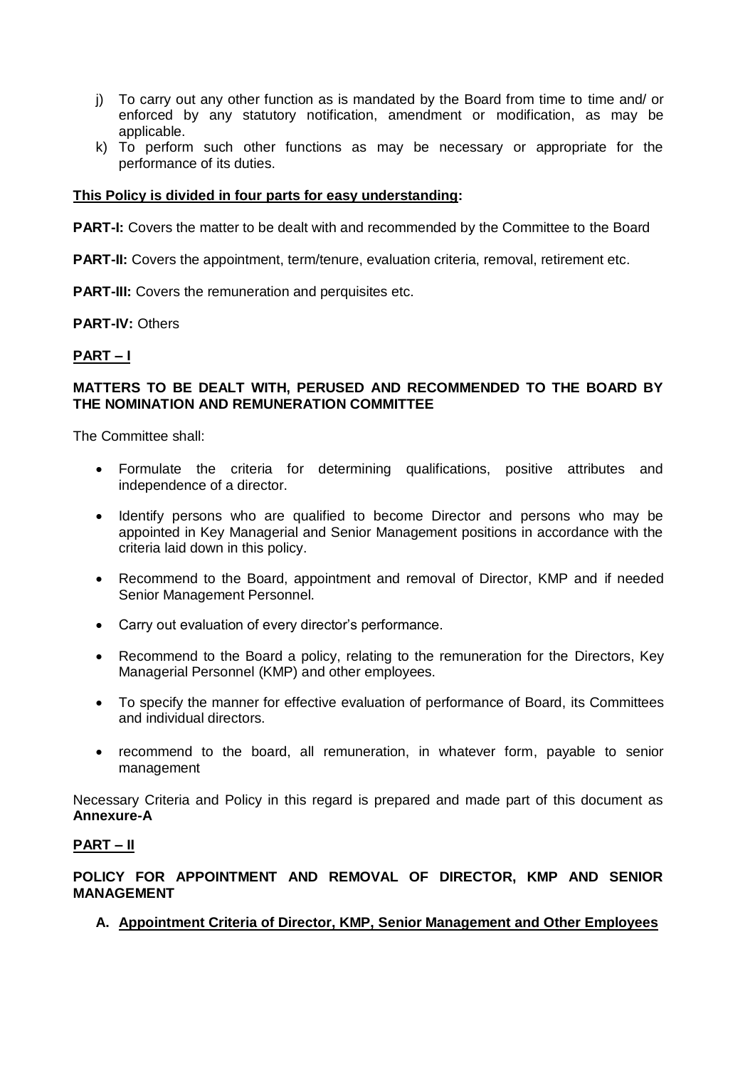j) To carry out any other function as is mandated by the Board from time to time and/ or enforced by any statutory notification, amendment or modification, as may be applicable.
k) To perform such other functions as may be necessary or appropriate for the performance of its duties.

**<u>This Policy is divided in four parts for easy understanding</u>:**

**PART-I:** Covers the matter to be dealt with and recommended by the Committee to the Board

**PART-II:** Covers the appointment, term/tenure, evaluation criteria, removal, retirement etc.

**PART-III:** Covers the remuneration and perquisites etc.

**PART-IV:** Others

## <u>PART – I</u>

### MATTERS TO BE DEALT WITH, PERUSED AND RECOMMENDED TO THE BOARD BY THE NOMINATION AND REMUNERATION COMMITTEE

The Committee shall:

- Formulate the criteria for determining qualifications, positive attributes and independence of a director.
- Identify persons who are qualified to become Director and persons who may be appointed in Key Managerial and Senior Management positions in accordance with the criteria laid down in this policy.
- Recommend to the Board, appointment and removal of Director, KMP and if needed Senior Management Personnel.
- Carry out evaluation of every director's performance.
- Recommend to the Board a policy, relating to the remuneration for the Directors, Key Managerial Personnel (KMP) and other employees.
- To specify the manner for effective evaluation of performance of Board, its Committees and individual directors.
- recommend to the board, all remuneration, in whatever form, payable to senior management

Necessary Criteria and Policy in this regard is prepared and made part of this document as **Annexure-A**

## <u>PART – II</u>

### POLICY FOR APPOINTMENT AND REMOVAL OF DIRECTOR, KMP AND SENIOR MANAGEMENT

**A. <u>Appointment Criteria of Director, KMP, Senior Management and Other Employees</u>**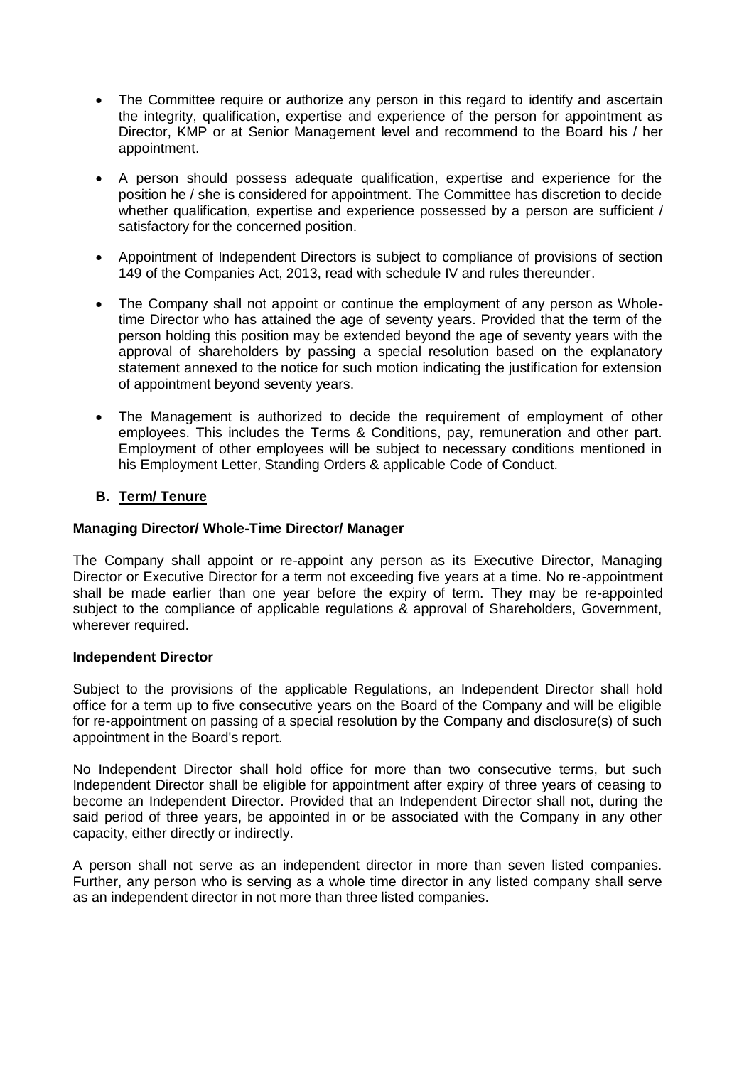- The Committee require or authorize any person in this regard to identify and ascertain the integrity, qualification, expertise and experience of the person for appointment as Director, KMP or at Senior Management level and recommend to the Board his / her appointment.

- A person should possess adequate qualification, expertise and experience for the position he / she is considered for appointment. The Committee has discretion to decide whether qualification, expertise and experience possessed by a person are sufficient / satisfactory for the concerned position.

- Appointment of Independent Directors is subject to compliance of provisions of section 149 of the Companies Act, 2013, read with schedule IV and rules thereunder.

- The Company shall not appoint or continue the employment of any person as Whole-time Director who has attained the age of seventy years. Provided that the term of the person holding this position may be extended beyond the age of seventy years with the approval of shareholders by passing a special resolution based on the explanatory statement annexed to the notice for such motion indicating the justification for extension of appointment beyond seventy years.

- The Management is authorized to decide the requirement of employment of other employees. This includes the Terms & Conditions, pay, remuneration and other part. Employment of other employees will be subject to necessary conditions mentioned in his Employment Letter, Standing Orders & applicable Code of Conduct.

## B. Term/ Tenure

**Managing Director/ Whole-Time Director/ Manager**

The Company shall appoint or re-appoint any person as its Executive Director, Managing Director or Executive Director for a term not exceeding five years at a time. No re-appointment shall be made earlier than one year before the expiry of term. They may be re-appointed subject to the compliance of applicable regulations & approval of Shareholders, Government, wherever required.

**Independent Director**

Subject to the provisions of the applicable Regulations, an Independent Director shall hold office for a term up to five consecutive years on the Board of the Company and will be eligible for re-appointment on passing of a special resolution by the Company and disclosure(s) of such appointment in the Board's report.

No Independent Director shall hold office for more than two consecutive terms, but such Independent Director shall be eligible for appointment after expiry of three years of ceasing to become an Independent Director. Provided that an Independent Director shall not, during the said period of three years, be appointed in or be associated with the Company in any other capacity, either directly or indirectly.

A person shall not serve as an independent director in more than seven listed companies. Further, any person who is serving as a whole time director in any listed company shall serve as an independent director in not more than three listed companies.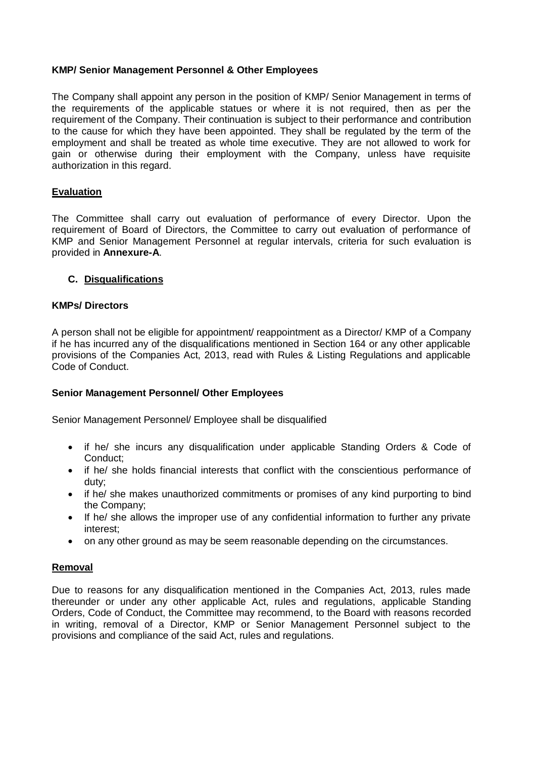**KMP/ Senior Management Personnel & Other Employees**

The Company shall appoint any person in the position of KMP/ Senior Management in terms of the requirements of the applicable statues or where it is not required, then as per the requirement of the Company. Their continuation is subject to their performance and contribution to the cause for which they have been appointed. They shall be regulated by the term of the employment and shall be treated as whole time executive. They are not allowed to work for gain or otherwise during their employment with the Company, unless have requisite authorization in this regard.

**Evaluation**

The Committee shall carry out evaluation of performance of every Director. Upon the requirement of Board of Directors, the Committee to carry out evaluation of performance of KMP and Senior Management Personnel at regular intervals, criteria for such evaluation is provided in **Annexure-A**.

## C. Disqualifications

**KMPs/ Directors**

A person shall not be eligible for appointment/ reappointment as a Director/ KMP of a Company if he has incurred any of the disqualifications mentioned in Section 164 or any other applicable provisions of the Companies Act, 2013, read with Rules & Listing Regulations and applicable Code of Conduct.

**Senior Management Personnel/ Other Employees**

Senior Management Personnel/ Employee shall be disqualified

- if he/ she incurs any disqualification under applicable Standing Orders & Code of Conduct;
- if he/ she holds financial interests that conflict with the conscientious performance of duty;
- if he/ she makes unauthorized commitments or promises of any kind purporting to bind the Company;
- If he/ she allows the improper use of any confidential information to further any private interest;
- on any other ground as may be seem reasonable depending on the circumstances.

**Removal**

Due to reasons for any disqualification mentioned in the Companies Act, 2013, rules made thereunder or under any other applicable Act, rules and regulations, applicable Standing Orders, Code of Conduct, the Committee may recommend, to the Board with reasons recorded in writing, removal of a Director, KMP or Senior Management Personnel subject to the provisions and compliance of the said Act, rules and regulations.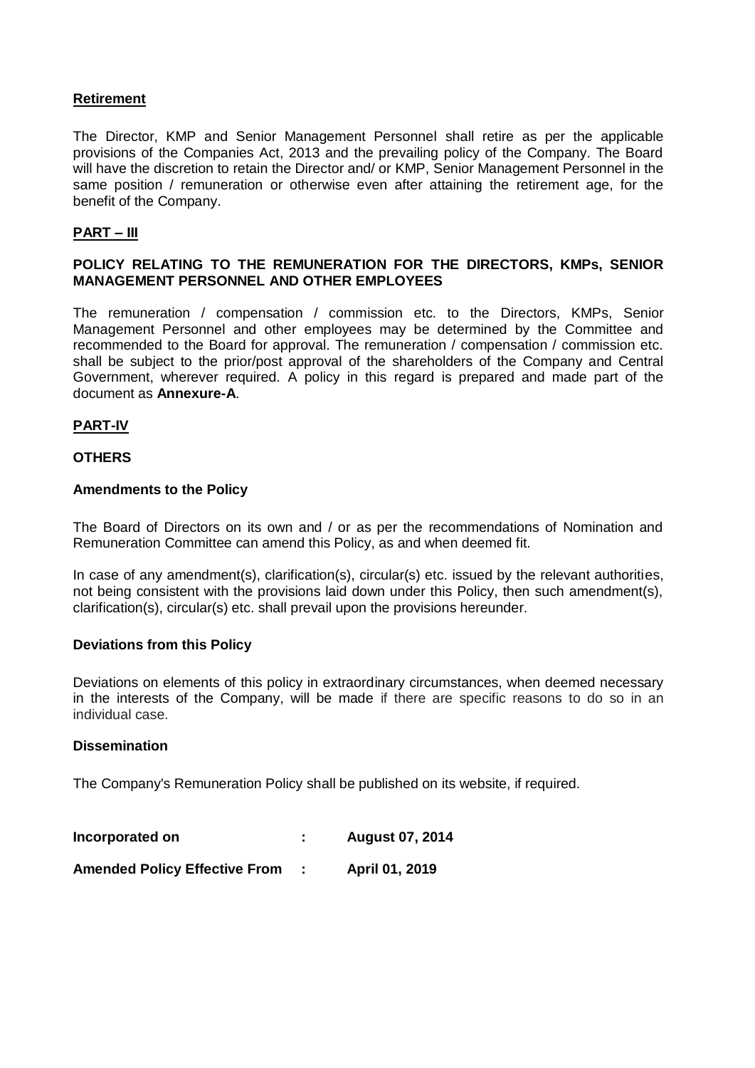**Retirement**

The Director, KMP and Senior Management Personnel shall retire as per the applicable provisions of the Companies Act, 2013 and the prevailing policy of the Company. The Board will have the discretion to retain the Director and/ or KMP, Senior Management Personnel in the same position / remuneration or otherwise even after attaining the retirement age, for the benefit of the Company.

**PART – III**

**POLICY RELATING TO THE REMUNERATION FOR THE DIRECTORS, KMPs, SENIOR MANAGEMENT PERSONNEL AND OTHER EMPLOYEES**

The remuneration / compensation / commission etc. to the Directors, KMPs, Senior Management Personnel and other employees may be determined by the Committee and recommended to the Board for approval. The remuneration / compensation / commission etc. shall be subject to the prior/post approval of the shareholders of the Company and Central Government, wherever required. A policy in this regard is prepared and made part of the document as **Annexure-A**.

**PART-IV**

**OTHERS**

**Amendments to the Policy**

The Board of Directors on its own and / or as per the recommendations of Nomination and Remuneration Committee can amend this Policy, as and when deemed fit.

In case of any amendment(s), clarification(s), circular(s) etc. issued by the relevant authorities, not being consistent with the provisions laid down under this Policy, then such amendment(s), clarification(s), circular(s) etc. shall prevail upon the provisions hereunder.

**Deviations from this Policy**

Deviations on elements of this policy in extraordinary circumstances, when deemed necessary in the interests of the Company, will be made if there are specific reasons to do so in an individual case.

**Dissemination**

The Company's Remuneration Policy shall be published on its website, if required.

**Incorporated on : August 07, 2014**

**Amended Policy Effective From : April 01, 2019**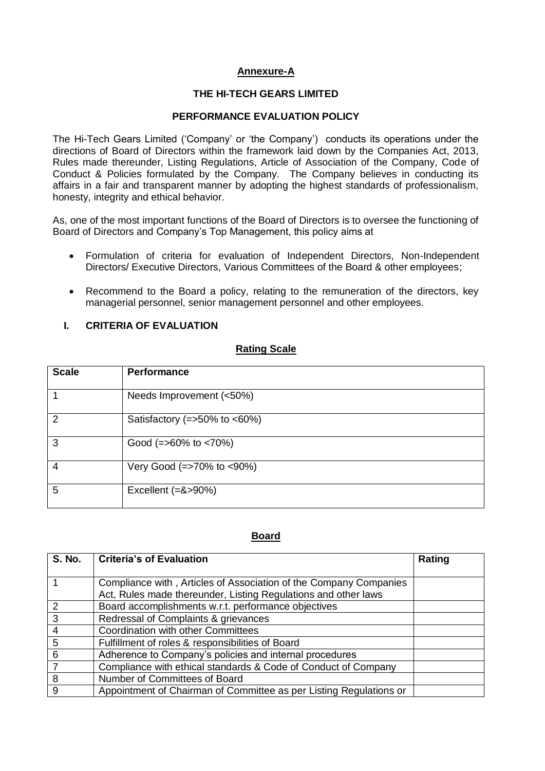**Annexure-A**

**THE HI-TECH GEARS LIMITED**

**PERFORMANCE EVALUATION POLICY**

The Hi-Tech Gears Limited ('Company' or 'the Company') conducts its operations under the directions of Board of Directors within the framework laid down by the Companies Act, 2013, Rules made thereunder, Listing Regulations, Article of Association of the Company, Code of Conduct & Policies formulated by the Company. The Company believes in conducting its affairs in a fair and transparent manner by adopting the highest standards of professionalism, honesty, integrity and ethical behavior.

As, one of the most important functions of the Board of Directors is to oversee the functioning of Board of Directors and Company's Top Management, this policy aims at

- Formulation of criteria for evaluation of Independent Directors, Non-Independent Directors/ Executive Directors, Various Committees of the Board & other employees;
- Recommend to the Board a policy, relating to the remuneration of the directors, key managerial personnel, senior management personnel and other employees.

## I. CRITERIA OF EVALUATION

**Rating Scale**

| Scale | Performance |
|---|---|
| 1 | Needs Improvement (<50%) |
| 2 | Satisfactory (=>50% to <60%) |
| 3 | Good (=>60% to <70%) |
| 4 | Very Good (=>70% to <90%) |
| 5 | Excellent (=&>90%) |

**Board**

| S. No. | Criteria's of Evaluation | Rating |
|---|---|---|
| 1 | Compliance with , Articles of Association of the Company Companies Act, Rules made thereunder, Listing Regulations and other laws | |
| 2 | Board accomplishments w.r.t. performance objectives | |
| 3 | Redressal of Complaints & grievances | |
| 4 | Coordination with other Committees | |
| 5 | Fulfillment of roles & responsibilities of Board | |
| 6 | Adherence to Company's policies and internal procedures | |
| 7 | Compliance with ethical standards & Code of Conduct of Company | |
| 8 | Number of Committees of Board | |
| 9 | Appointment of Chairman of Committee as per Listing Regulations or | |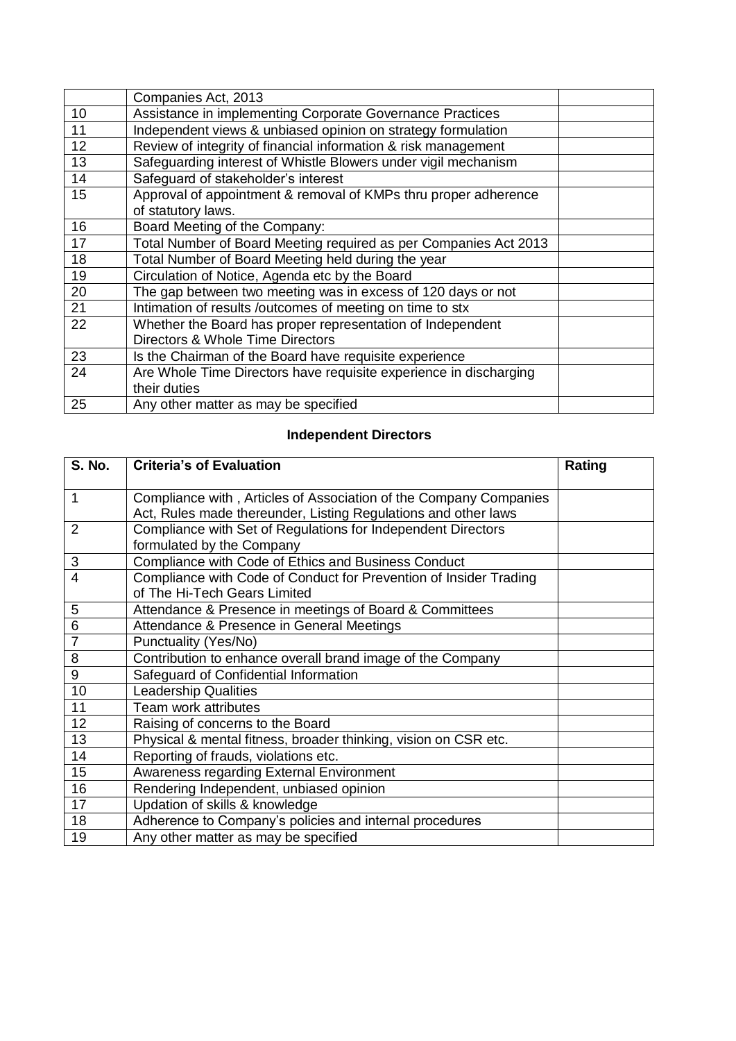| | | |
|---|---|---|
| | Companies Act, 2013 | |
| 10 | Assistance in implementing Corporate Governance Practices | |
| 11 | Independent views & unbiased opinion on strategy formulation | |
| 12 | Review of integrity of financial information & risk management | |
| 13 | Safeguarding interest of Whistle Blowers under vigil mechanism | |
| 14 | Safeguard of stakeholder's interest | |
| 15 | Approval of appointment & removal of KMPs thru proper adherence of statutory laws. | |
| 16 | Board Meeting of the Company: | |
| 17 | Total Number of Board Meeting required as per Companies Act 2013 | |
| 18 | Total Number of Board Meeting held during the year | |
| 19 | Circulation of Notice, Agenda etc by the Board | |
| 20 | The gap between two meeting was in excess of 120 days or not | |
| 21 | Intimation of results /outcomes of meeting on time to stx | |
| 22 | Whether the Board has proper representation of Independent Directors & Whole Time Directors | |
| 23 | Is the Chairman of the Board have requisite experience | |
| 24 | Are Whole Time Directors have requisite experience in discharging their duties | |
| 25 | Any other matter as may be specified | |

**Independent Directors**

| S. No. | Criteria's of Evaluation | Rating |
|---|---|---|
| 1 | Compliance with , Articles of Association of the Company Companies Act, Rules made thereunder, Listing Regulations and other laws | |
| 2 | Compliance with Set of Regulations for Independent Directors formulated by the Company | |
| 3 | Compliance with Code of Ethics and Business Conduct | |
| 4 | Compliance with Code of Conduct for Prevention of Insider Trading of The Hi-Tech Gears Limited | |
| 5 | Attendance & Presence in meetings of Board & Committees | |
| 6 | Attendance & Presence in General Meetings | |
| 7 | Punctuality (Yes/No) | |
| 8 | Contribution to enhance overall brand image of the Company | |
| 9 | Safeguard of Confidential Information | |
| 10 | Leadership Qualities | |
| 11 | Team work attributes | |
| 12 | Raising of concerns to the Board | |
| 13 | Physical & mental fitness, broader thinking, vision on CSR etc. | |
| 14 | Reporting of frauds, violations etc. | |
| 15 | Awareness regarding External Environment | |
| 16 | Rendering Independent, unbiased opinion | |
| 17 | Updation of skills & knowledge | |
| 18 | Adherence to Company's policies and internal procedures | |
| 19 | Any other matter as may be specified | |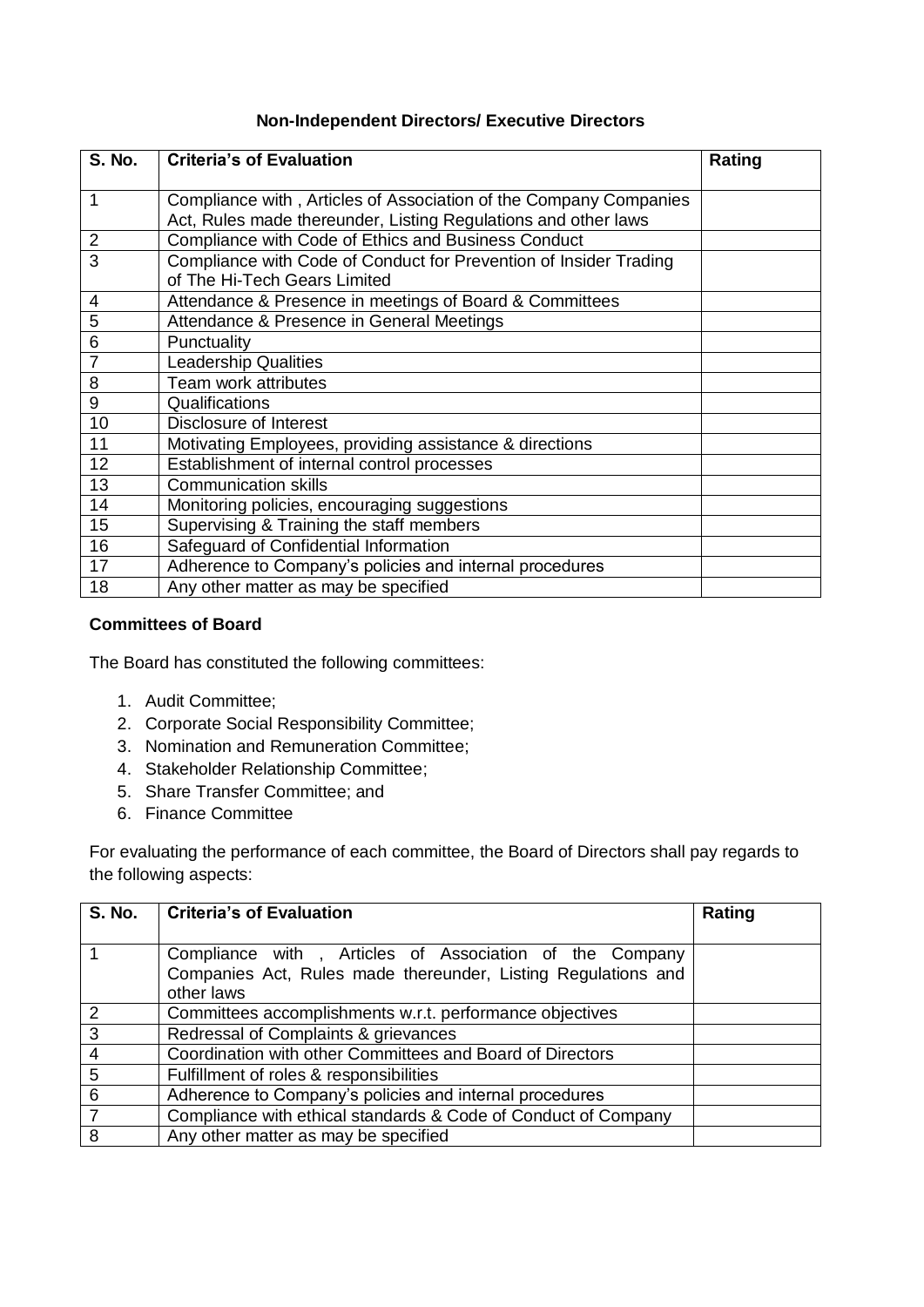**Non-Independent Directors/ Executive Directors**

| S. No. | Criteria's of Evaluation | Rating |
|---|---|---|
| 1 | Compliance with , Articles of Association of the Company Companies Act, Rules made thereunder, Listing Regulations and other laws | |
| 2 | Compliance with Code of Ethics and Business Conduct | |
| 3 | Compliance with Code of Conduct for Prevention of Insider Trading of The Hi-Tech Gears Limited | |
| 4 | Attendance & Presence in meetings of Board & Committees | |
| 5 | Attendance & Presence in General Meetings | |
| 6 | Punctuality | |
| 7 | Leadership Qualities | |
| 8 | Team work attributes | |
| 9 | Qualifications | |
| 10 | Disclosure of Interest | |
| 11 | Motivating Employees, providing assistance & directions | |
| 12 | Establishment of internal control processes | |
| 13 | Communication skills | |
| 14 | Monitoring policies, encouraging suggestions | |
| 15 | Supervising & Training the staff members | |
| 16 | Safeguard of Confidential Information | |
| 17 | Adherence to Company's policies and internal procedures | |
| 18 | Any other matter as may be specified | |

**Committees of Board**

The Board has constituted the following committees:

1. Audit Committee;
2. Corporate Social Responsibility Committee;
3. Nomination and Remuneration Committee;
4. Stakeholder Relationship Committee;
5. Share Transfer Committee; and
6. Finance Committee

For evaluating the performance of each committee, the Board of Directors shall pay regards to the following aspects:

| S. No. | Criteria's of Evaluation | Rating |
|---|---|---|
| 1 | Compliance with , Articles of Association of the Company Companies Act, Rules made thereunder, Listing Regulations and other laws | |
| 2 | Committees accomplishments w.r.t. performance objectives | |
| 3 | Redressal of Complaints & grievances | |
| 4 | Coordination with other Committees and Board of Directors | |
| 5 | Fulfillment of roles & responsibilities | |
| 6 | Adherence to Company's policies and internal procedures | |
| 7 | Compliance with ethical standards & Code of Conduct of Company | |
| 8 | Any other matter as may be specified | |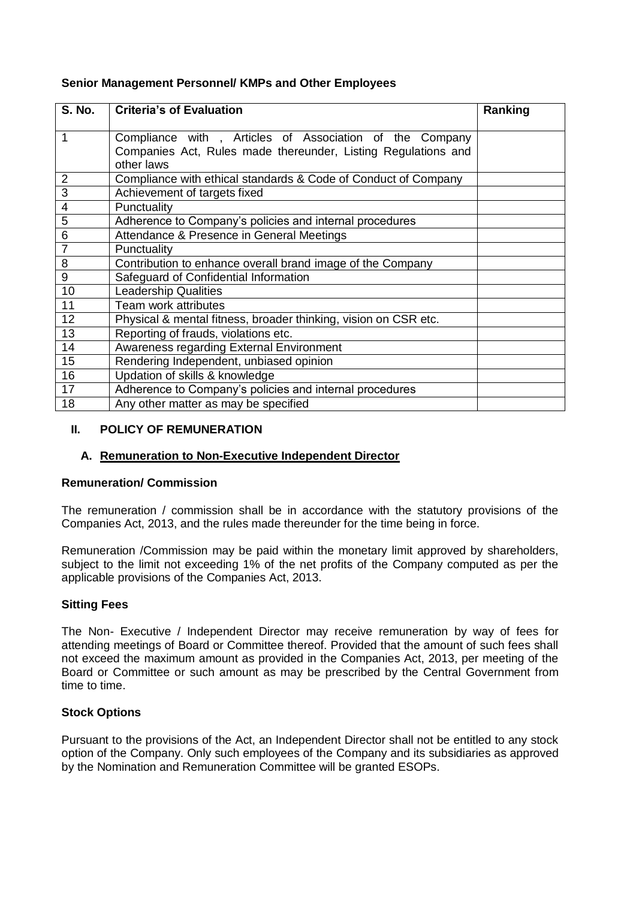**Senior Management Personnel/ KMPs and Other Employees**

| S. No. | Criteria's of Evaluation | Ranking |
|---|---|---|
| 1 | Compliance with , Articles of Association of the Company Companies Act, Rules made thereunder, Listing Regulations and other laws | |
| 2 | Compliance with ethical standards & Code of Conduct of Company | |
| 3 | Achievement of targets fixed | |
| 4 | Punctuality | |
| 5 | Adherence to Company's policies and internal procedures | |
| 6 | Attendance & Presence in General Meetings | |
| 7 | Punctuality | |
| 8 | Contribution to enhance overall brand image of the Company | |
| 9 | Safeguard of Confidential Information | |
| 10 | Leadership Qualities | |
| 11 | Team work attributes | |
| 12 | Physical & mental fitness, broader thinking, vision on CSR etc. | |
| 13 | Reporting of frauds, violations etc. | |
| 14 | Awareness regarding External Environment | |
| 15 | Rendering Independent, unbiased opinion | |
| 16 | Updation of skills & knowledge | |
| 17 | Adherence to Company's policies and internal procedures | |
| 18 | Any other matter as may be specified | |

## II. POLICY OF REMUNERATION

### A. <u>Remuneration to Non-Executive Independent Director</u>

**Remuneration/ Commission**

The remuneration / commission shall be in accordance with the statutory provisions of the Companies Act, 2013, and the rules made thereunder for the time being in force.

Remuneration /Commission may be paid within the monetary limit approved by shareholders, subject to the limit not exceeding 1% of the net profits of the Company computed as per the applicable provisions of the Companies Act, 2013.

**Sitting Fees**

The Non- Executive / Independent Director may receive remuneration by way of fees for attending meetings of Board or Committee thereof. Provided that the amount of such fees shall not exceed the maximum amount as provided in the Companies Act, 2013, per meeting of the Board or Committee or such amount as may be prescribed by the Central Government from time to time.

**Stock Options**

Pursuant to the provisions of the Act, an Independent Director shall not be entitled to any stock option of the Company. Only such employees of the Company and its subsidiaries as approved by the Nomination and Remuneration Committee will be granted ESOPs.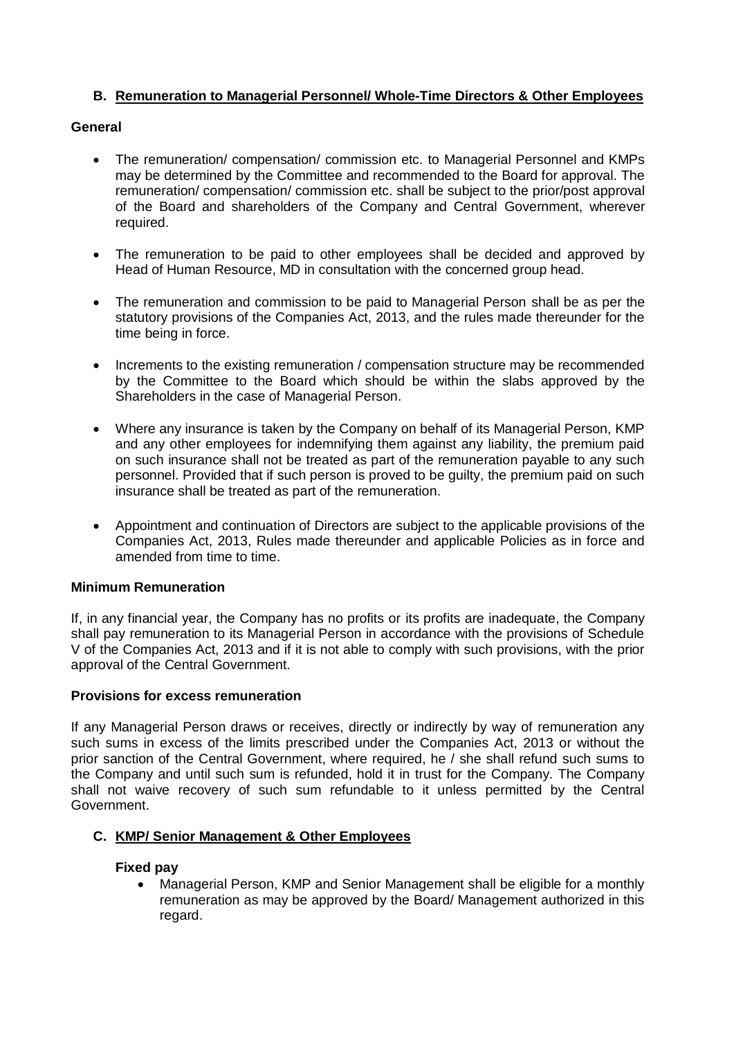## B. Remuneration to Managerial Personnel/ Whole-Time Directors & Other Employees

**General**

- The remuneration/ compensation/ commission etc. to Managerial Personnel and KMPs may be determined by the Committee and recommended to the Board for approval. The remuneration/ compensation/ commission etc. shall be subject to the prior/post approval of the Board and shareholders of the Company and Central Government, wherever required.
- The remuneration to be paid to other employees shall be decided and approved by Head of Human Resource, MD in consultation with the concerned group head.
- The remuneration and commission to be paid to Managerial Person shall be as per the statutory provisions of the Companies Act, 2013, and the rules made thereunder for the time being in force.
- Increments to the existing remuneration / compensation structure may be recommended by the Committee to the Board which should be within the slabs approved by the Shareholders in the case of Managerial Person.
- Where any insurance is taken by the Company on behalf of its Managerial Person, KMP and any other employees for indemnifying them against any liability, the premium paid on such insurance shall not be treated as part of the remuneration payable to any such personnel. Provided that if such person is proved to be guilty, the premium paid on such insurance shall be treated as part of the remuneration.
- Appointment and continuation of Directors are subject to the applicable provisions of the Companies Act, 2013, Rules made thereunder and applicable Policies as in force and amended from time to time.

**Minimum Remuneration**

If, in any financial year, the Company has no profits or its profits are inadequate, the Company shall pay remuneration to its Managerial Person in accordance with the provisions of Schedule V of the Companies Act, 2013 and if it is not able to comply with such provisions, with the prior approval of the Central Government.

**Provisions for excess remuneration**

If any Managerial Person draws or receives, directly or indirectly by way of remuneration any such sums in excess of the limits prescribed under the Companies Act, 2013 or without the prior sanction of the Central Government, where required, he / she shall refund such sums to the Company and until such sum is refunded, hold it in trust for the Company. The Company shall not waive recovery of such sum refundable to it unless permitted by the Central Government.

## C. KMP/ Senior Management & Other Employees

**Fixed pay**

- Managerial Person, KMP and Senior Management shall be eligible for a monthly remuneration as may be approved by the Board/ Management authorized in this regard.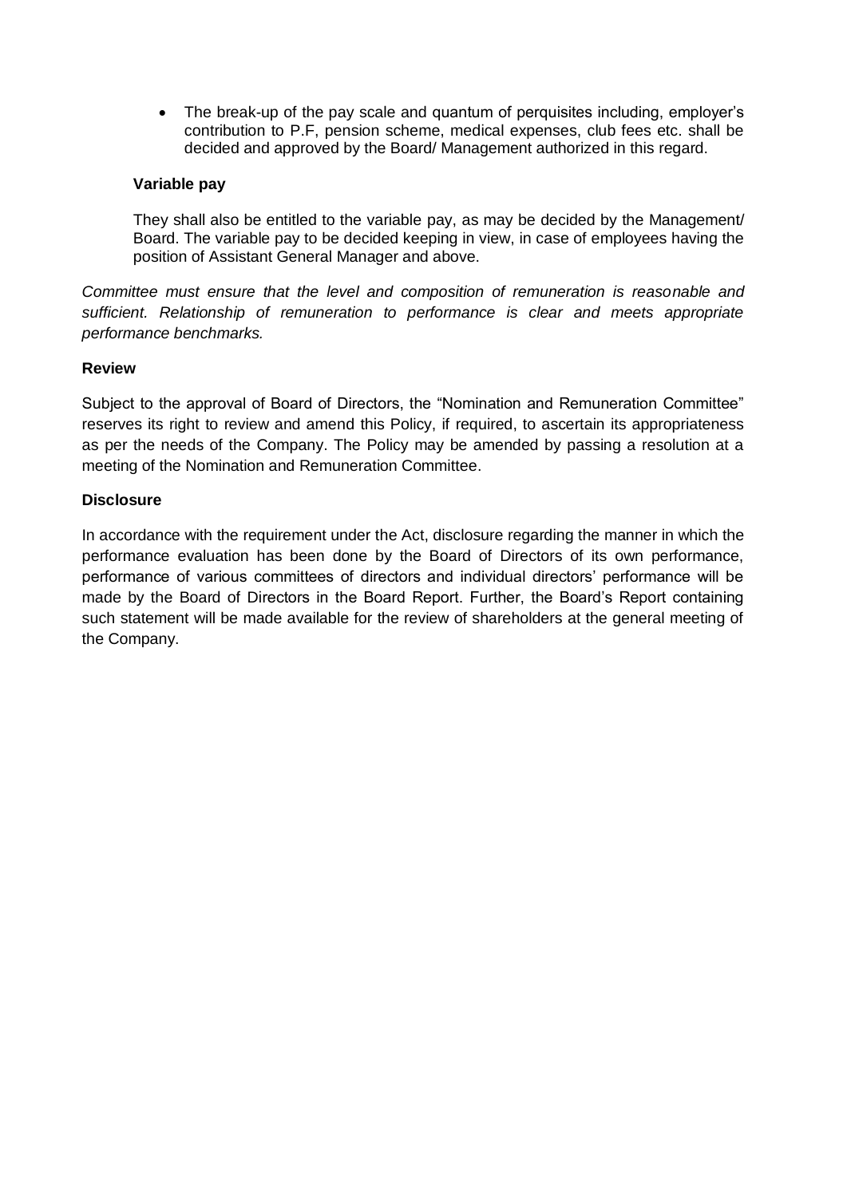- The break-up of the pay scale and quantum of perquisites including, employer's contribution to P.F, pension scheme, medical expenses, club fees etc. shall be decided and approved by the Board/ Management authorized in this regard.

**Variable pay**

They shall also be entitled to the variable pay, as may be decided by the Management/ Board. The variable pay to be decided keeping in view, in case of employees having the position of Assistant General Manager and above.

*Committee must ensure that the level and composition of remuneration is reasonable and sufficient. Relationship of remuneration to performance is clear and meets appropriate performance benchmarks.*

**Review**

Subject to the approval of Board of Directors, the "Nomination and Remuneration Committee" reserves its right to review and amend this Policy, if required, to ascertain its appropriateness as per the needs of the Company. The Policy may be amended by passing a resolution at a meeting of the Nomination and Remuneration Committee.

**Disclosure**

In accordance with the requirement under the Act, disclosure regarding the manner in which the performance evaluation has been done by the Board of Directors of its own performance, performance of various committees of directors and individual directors' performance will be made by the Board of Directors in the Board Report. Further, the Board's Report containing such statement will be made available for the review of shareholders at the general meeting of the Company.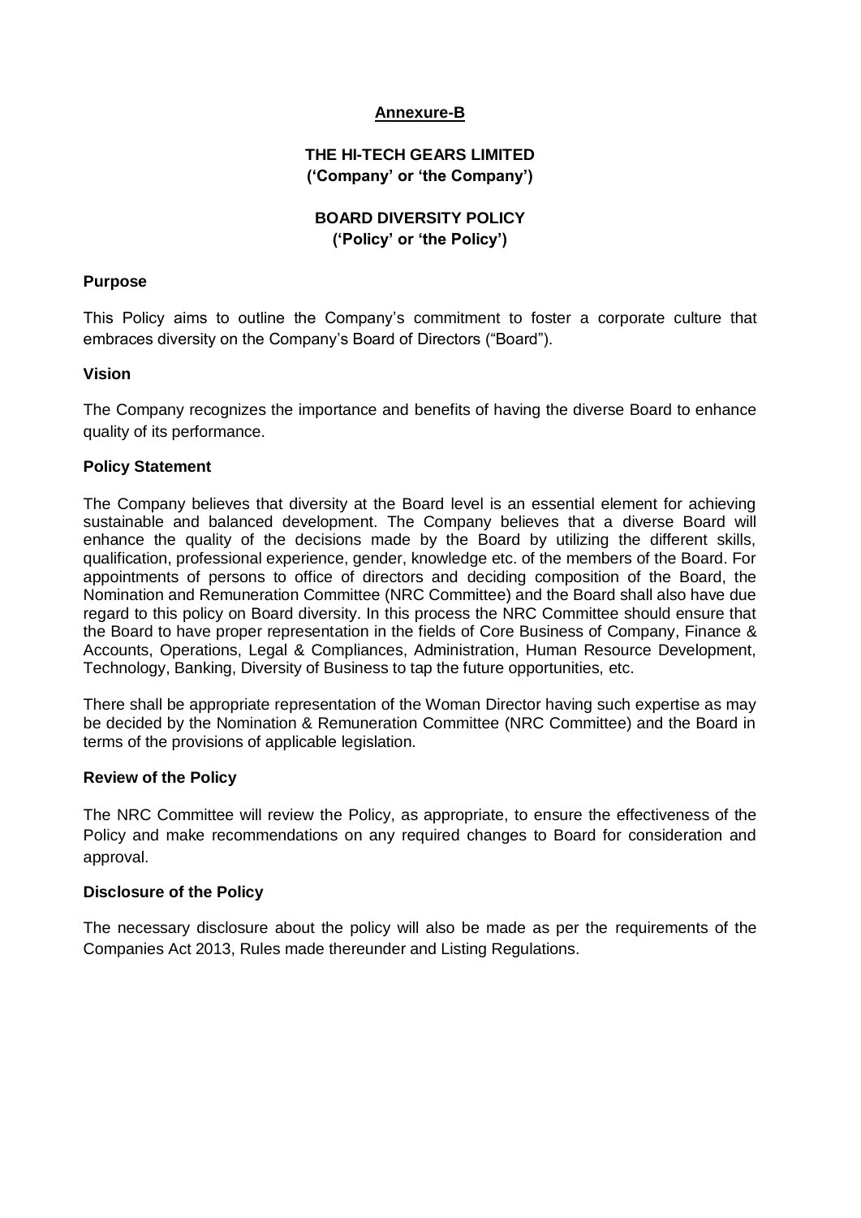**Annexure-B**

# THE HI-TECH GEARS LIMITED
**('Company' or 'the Company')**

## BOARD DIVERSITY POLICY
**('Policy' or 'the Policy')**

### Purpose

This Policy aims to outline the Company's commitment to foster a corporate culture that embraces diversity on the Company's Board of Directors ("Board").

### Vision

The Company recognizes the importance and benefits of having the diverse Board to enhance quality of its performance.

### Policy Statement

The Company believes that diversity at the Board level is an essential element for achieving sustainable and balanced development. The Company believes that a diverse Board will enhance the quality of the decisions made by the Board by utilizing the different skills, qualification, professional experience, gender, knowledge etc. of the members of the Board. For appointments of persons to office of directors and deciding composition of the Board, the Nomination and Remuneration Committee (NRC Committee) and the Board shall also have due regard to this policy on Board diversity. In this process the NRC Committee should ensure that the Board to have proper representation in the fields of Core Business of Company, Finance & Accounts, Operations, Legal & Compliances, Administration, Human Resource Development, Technology, Banking, Diversity of Business to tap the future opportunities, etc.

There shall be appropriate representation of the Woman Director having such expertise as may be decided by the Nomination & Remuneration Committee (NRC Committee) and the Board in terms of the provisions of applicable legislation.

### Review of the Policy

The NRC Committee will review the Policy, as appropriate, to ensure the effectiveness of the Policy and make recommendations on any required changes to Board for consideration and approval.

### Disclosure of the Policy

The necessary disclosure about the policy will also be made as per the requirements of the Companies Act 2013, Rules made thereunder and Listing Regulations.